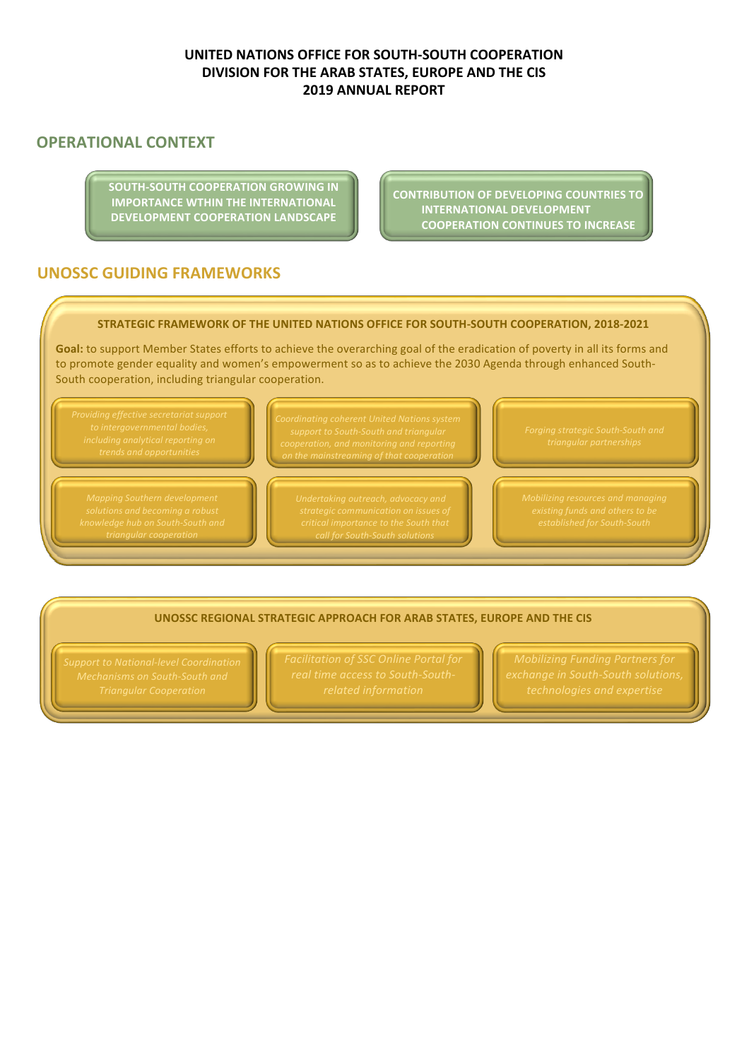**UNITED NATIONS OFFICE FOR SOUTH-SOUTH COOPERATION**
**DIVISION FOR THE ARAB STATES, EUROPE AND THE CIS**
**2019 ANNUAL REPORT**

## OPERATIONAL CONTEXT

- **SOUTH-SOUTH COOPERATION GROWING IN IMPORTANCE WTHIN THE INTERNATIONAL DEVELOPMENT COOPERATION LANDSCAPE**
- **CONTRIBUTION OF DEVELOPING COUNTRIES TO INTERNATIONAL DEVELOPMENT COOPERATION CONTINUES TO INCREASE**

## UNOSSC GUIDING FRAMEWORKS

### STRATEGIC FRAMEWORK OF THE UNITED NATIONS OFFICE FOR SOUTH-SOUTH COOPERATION, 2018-2021

**Goal:** to support Member States efforts to achieve the overarching goal of the eradication of poverty in all its forms and to promote gender equality and women's empowerment so as to achieve the 2030 Agenda through enhanced South-South cooperation, including triangular cooperation.

- *Providing effective secretariat support to intergovernmental bodies, including analytical reporting on trends and opportunities*
- *Coordinating coherent United Nations system support to South-South and triangular cooperation, and monitoring and reporting on the mainstreaming of that cooperation*
- *Forging strategic South-South and triangular partnerships*
- *Mapping Southern development solutions and becoming a robust knowledge hub on South-South and triangular cooperation*
- *Undertaking outreach, advocacy and strategic communication on issues of critical importance to the South that call for South-South solutions*
- *Mobilizing resources and managing existing funds and others to be established for South-South*

### UNOSSC REGIONAL STRATEGIC APPROACH FOR ARAB STATES, EUROPE AND THE CIS

- *Support to National-level Coordination Mechanisms on South-South and Triangular Cooperation*
- *Facilitation of SSC Online Portal for real time access to South-South-related information*
- *Mobilizing Funding Partners for exchange in South-South solutions, technologies and expertise*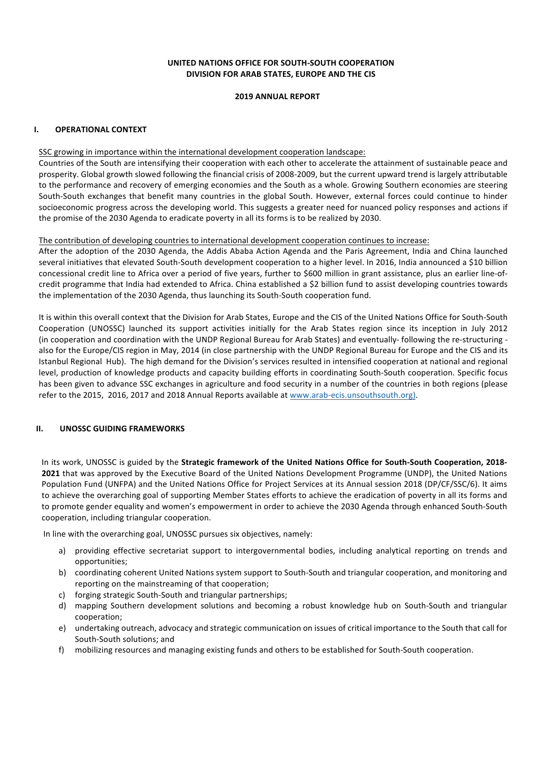**UNITED NATIONS OFFICE FOR SOUTH-SOUTH COOPERATION**
**DIVISION FOR ARAB STATES, EUROPE AND THE CIS**

**2019 ANNUAL REPORT**

## I. OPERATIONAL CONTEXT

SSC growing in importance within the international development cooperation landscape:

Countries of the South are intensifying their cooperation with each other to accelerate the attainment of sustainable peace and prosperity. Global growth slowed following the financial crisis of 2008-2009, but the current upward trend is largely attributable to the performance and recovery of emerging economies and the South as a whole. Growing Southern economies are steering South-South exchanges that benefit many countries in the global South. However, external forces could continue to hinder socioeconomic progress across the developing world. This suggests a greater need for nuanced policy responses and actions if the promise of the 2030 Agenda to eradicate poverty in all its forms is to be realized by 2030.

The contribution of developing countries to international development cooperation continues to increase:

After the adoption of the 2030 Agenda, the Addis Ababa Action Agenda and the Paris Agreement, India and China launched several initiatives that elevated South-South development cooperation to a higher level. In 2016, India announced a $10 billion concessional credit line to Africa over a period of five years, further to $600 million in grant assistance, plus an earlier line-of-credit programme that India had extended to Africa. China established a $2 billion fund to assist developing countries towards the implementation of the 2030 Agenda, thus launching its South-South cooperation fund.

It is within this overall context that the Division for Arab States, Europe and the CIS of the United Nations Office for South-South Cooperation (UNOSSC) launched its support activities initially for the Arab States region since its inception in July 2012 (in cooperation and coordination with the UNDP Regional Bureau for Arab States) and eventually- following the re-structuring - also for the Europe/CIS region in May, 2014 (in close partnership with the UNDP Regional Bureau for Europe and the CIS and its Istanbul Regional Hub). The high demand for the Division's services resulted in intensified cooperation at national and regional level, production of knowledge products and capacity building efforts in coordinating South-South cooperation. Specific focus has been given to advance SSC exchanges in agriculture and food security in a number of the countries in both regions (please refer to the 2015, 2016, 2017 and 2018 Annual Reports available at www.arab-ecis.unsouthsouth.org).

## II. UNOSSC GUIDING FRAMEWORKS

In its work, UNOSSC is guided by the **Strategic framework of the United Nations Office for South-South Cooperation, 2018-2021** that was approved by the Executive Board of the United Nations Development Programme (UNDP), the United Nations Population Fund (UNFPA) and the United Nations Office for Project Services at its Annual session 2018 (DP/CF/SSC/6). It aims to achieve the overarching goal of supporting Member States efforts to achieve the eradication of poverty in all its forms and to promote gender equality and women's empowerment in order to achieve the 2030 Agenda through enhanced South-South cooperation, including triangular cooperation.

In line with the overarching goal, UNOSSC pursues six objectives, namely:

a) providing effective secretariat support to intergovernmental bodies, including analytical reporting on trends and opportunities;
b) coordinating coherent United Nations system support to South-South and triangular cooperation, and monitoring and reporting on the mainstreaming of that cooperation;
c) forging strategic South-South and triangular partnerships;
d) mapping Southern development solutions and becoming a robust knowledge hub on South-South and triangular cooperation;
e) undertaking outreach, advocacy and strategic communication on issues of critical importance to the South that call for South-South solutions; and
f) mobilizing resources and managing existing funds and others to be established for South-South cooperation.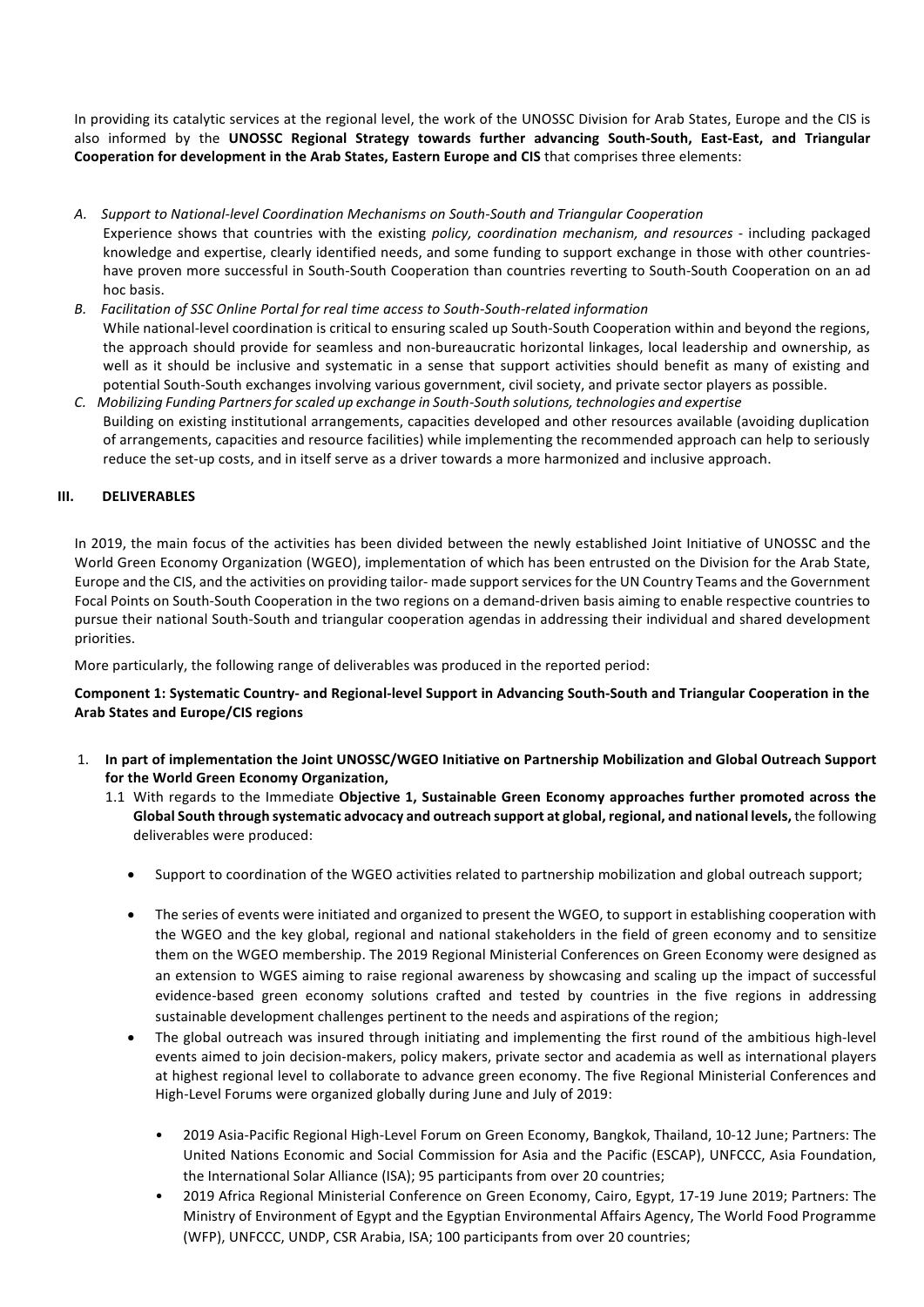In providing its catalytic services at the regional level, the work of the UNOSSC Division for Arab States, Europe and the CIS is also informed by the **UNOSSC Regional Strategy towards further advancing South-South, East-East, and Triangular Cooperation for development in the Arab States, Eastern Europe and CIS** that comprises three elements:

A. *Support to National-level Coordination Mechanisms on South-South and Triangular Cooperation*
   Experience shows that countries with the existing *policy, coordination mechanism, and resources* - including packaged knowledge and expertise, clearly identified needs, and some funding to support exchange in those with other countries- have proven more successful in South-South Cooperation than countries reverting to South-South Cooperation on an ad hoc basis.
B. *Facilitation of SSC Online Portal for real time access to South-South-related information*
   While national-level coordination is critical to ensuring scaled up South-South Cooperation within and beyond the regions, the approach should provide for seamless and non-bureaucratic horizontal linkages, local leadership and ownership, as well as it should be inclusive and systematic in a sense that support activities should benefit as many of existing and potential South-South exchanges involving various government, civil society, and private sector players as possible.
C. *Mobilizing Funding Partners for scaled up exchange in South-South solutions, technologies and expertise*
   Building on existing institutional arrangements, capacities developed and other resources available (avoiding duplication of arrangements, capacities and resource facilities) while implementing the recommended approach can help to seriously reduce the set-up costs, and in itself serve as a driver towards a more harmonized and inclusive approach.

## III. DELIVERABLES

In 2019, the main focus of the activities has been divided between the newly established Joint Initiative of UNOSSC and the World Green Economy Organization (WGEO), implementation of which has been entrusted on the Division for the Arab State, Europe and the CIS, and the activities on providing tailor- made support services for the UN Country Teams and the Government Focal Points on South-South Cooperation in the two regions on a demand-driven basis aiming to enable respective countries to pursue their national South-South and triangular cooperation agendas in addressing their individual and shared development priorities.

More particularly, the following range of deliverables was produced in the reported period:

**Component 1: Systematic Country- and Regional-level Support in Advancing South-South and Triangular Cooperation in the Arab States and Europe/CIS regions**

1. **In part of implementation the Joint UNOSSC/WGEO Initiative on Partnership Mobilization and Global Outreach Support for the World Green Economy Organization,**
   1.1 With regards to the Immediate **Objective 1, Sustainable Green Economy approaches further promoted across the Global South through systematic advocacy and outreach support at global, regional, and national levels,** the following deliverables were produced:

   - Support to coordination of the WGEO activities related to partnership mobilization and global outreach support;

   - The series of events were initiated and organized to present the WGEO, to support in establishing cooperation with the WGEO and the key global, regional and national stakeholders in the field of green economy and to sensitize them on the WGEO membership. The 2019 Regional Ministerial Conferences on Green Economy were designed as an extension to WGES aiming to raise regional awareness by showcasing and scaling up the impact of successful evidence-based green economy solutions crafted and tested by countries in the five regions in addressing sustainable development challenges pertinent to the needs and aspirations of the region;
   - The global outreach was insured through initiating and implementing the first round of the ambitious high-level events aimed to join decision-makers, policy makers, private sector and academia as well as international players at highest regional level to collaborate to advance green economy. The five Regional Ministerial Conferences and High-Level Forums were organized globally during June and July of 2019:

     - 2019 Asia-Pacific Regional High-Level Forum on Green Economy, Bangkok, Thailand, 10-12 June; Partners: The United Nations Economic and Social Commission for Asia and the Pacific (ESCAP), UNFCCC, Asia Foundation, the International Solar Alliance (ISA); 95 participants from over 20 countries;
     - 2019 Africa Regional Ministerial Conference on Green Economy, Cairo, Egypt, 17-19 June 2019; Partners: The Ministry of Environment of Egypt and the Egyptian Environmental Affairs Agency, The World Food Programme (WFP), UNFCCC, UNDP, CSR Arabia, ISA; 100 participants from over 20 countries;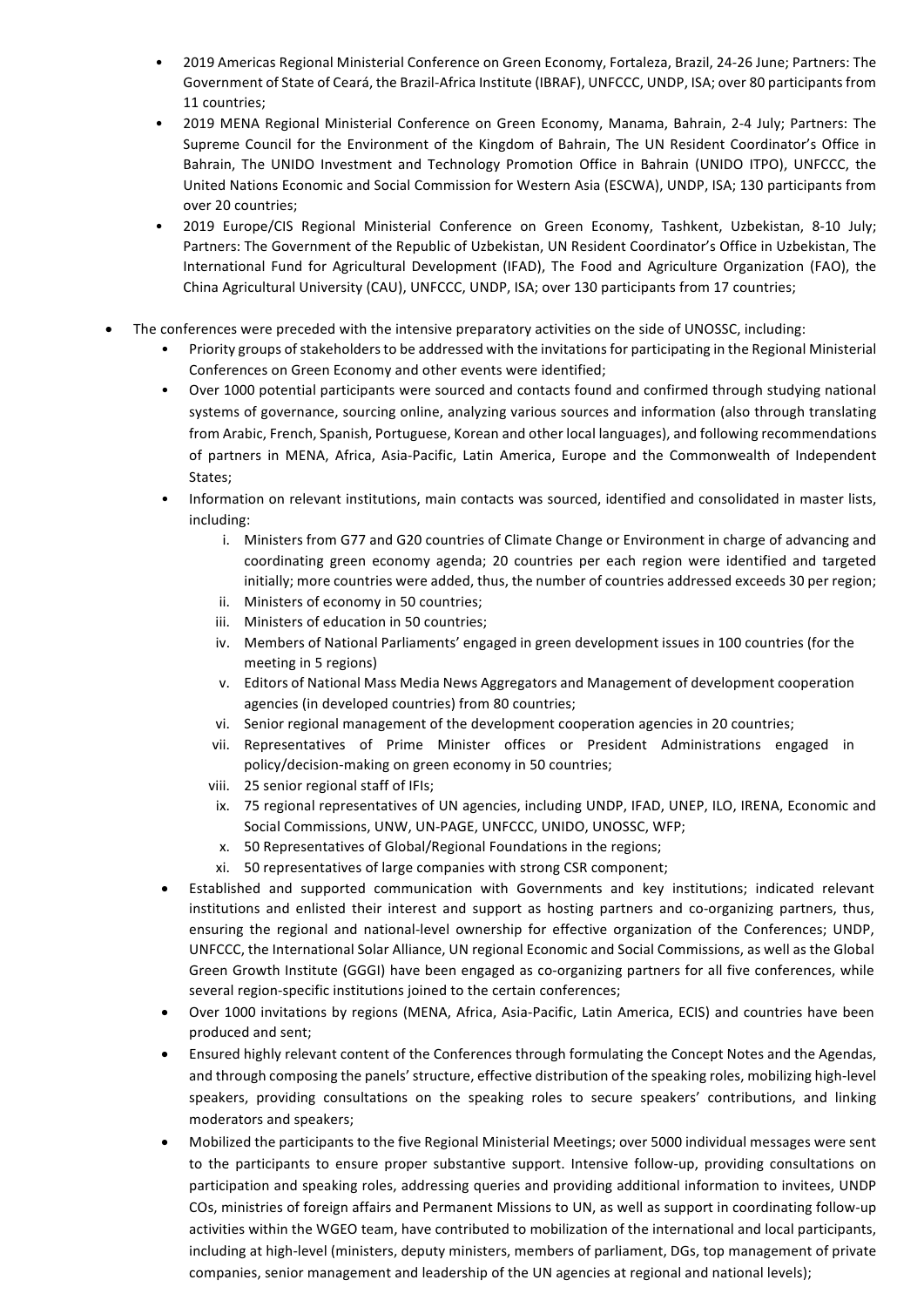- 2019 Americas Regional Ministerial Conference on Green Economy, Fortaleza, Brazil, 24-26 June; Partners: The Government of State of Ceará, the Brazil-Africa Institute (IBRAF), UNFCCC, UNDP, ISA; over 80 participants from 11 countries;
- 2019 MENA Regional Ministerial Conference on Green Economy, Manama, Bahrain, 2-4 July; Partners: The Supreme Council for the Environment of the Kingdom of Bahrain, The UN Resident Coordinator's Office in Bahrain, The UNIDO Investment and Technology Promotion Office in Bahrain (UNIDO ITPO), UNFCCC, the United Nations Economic and Social Commission for Western Asia (ESCWA), UNDP, ISA; 130 participants from over 20 countries;
- 2019 Europe/CIS Regional Ministerial Conference on Green Economy, Tashkent, Uzbekistan, 8-10 July; Partners: The Government of the Republic of Uzbekistan, UN Resident Coordinator's Office in Uzbekistan, The International Fund for Agricultural Development (IFAD), The Food and Agriculture Organization (FAO), the China Agricultural University (CAU), UNFCCC, UNDP, ISA; over 130 participants from 17 countries;

- The conferences were preceded with the intensive preparatory activities on the side of UNOSSC, including:
  - Priority groups of stakeholders to be addressed with the invitations for participating in the Regional Ministerial Conferences on Green Economy and other events were identified;
  - Over 1000 potential participants were sourced and contacts found and confirmed through studying national systems of governance, sourcing online, analyzing various sources and information (also through translating from Arabic, French, Spanish, Portuguese, Korean and other local languages), and following recommendations of partners in MENA, Africa, Asia-Pacific, Latin America, Europe and the Commonwealth of Independent States;
  - Information on relevant institutions, main contacts was sourced, identified and consolidated in master lists, including:
    i. Ministers from G77 and G20 countries of Climate Change or Environment in charge of advancing and coordinating green economy agenda; 20 countries per each region were identified and targeted initially; more countries were added, thus, the number of countries addressed exceeds 30 per region;
    ii. Ministers of economy in 50 countries;
    iii. Ministers of education in 50 countries;
    iv. Members of National Parliaments' engaged in green development issues in 100 countries (for the meeting in 5 regions)
    v. Editors of National Mass Media News Aggregators and Management of development cooperation agencies (in developed countries) from 80 countries;
    vi. Senior regional management of the development cooperation agencies in 20 countries;
    vii. Representatives of Prime Minister offices or President Administrations engaged in policy/decision-making on green economy in 50 countries;
    viii. 25 senior regional staff of IFIs;
    ix. 75 regional representatives of UN agencies, including UNDP, IFAD, UNEP, ILO, IRENA, Economic and Social Commissions, UNW, UN-PAGE, UNFCCC, UNIDO, UNOSSC, WFP;
    x. 50 Representatives of Global/Regional Foundations in the regions;
    xi. 50 representatives of large companies with strong CSR component;
  - Established and supported communication with Governments and key institutions; indicated relevant institutions and enlisted their interest and support as hosting partners and co-organizing partners, thus, ensuring the regional and national-level ownership for effective organization of the Conferences; UNDP, UNFCCC, the International Solar Alliance, UN regional Economic and Social Commissions, as well as the Global Green Growth Institute (GGGI) have been engaged as co-organizing partners for all five conferences, while several region-specific institutions joined to the certain conferences;
  - Over 1000 invitations by regions (MENA, Africa, Asia-Pacific, Latin America, ECIS) and countries have been produced and sent;
  - Ensured highly relevant content of the Conferences through formulating the Concept Notes and the Agendas, and through composing the panels' structure, effective distribution of the speaking roles, mobilizing high-level speakers, providing consultations on the speaking roles to secure speakers' contributions, and linking moderators and speakers;
  - Mobilized the participants to the five Regional Ministerial Meetings; over 5000 individual messages were sent to the participants to ensure proper substantive support. Intensive follow-up, providing consultations on participation and speaking roles, addressing queries and providing additional information to invitees, UNDP COs, ministries of foreign affairs and Permanent Missions to UN, as well as support in coordinating follow-up activities within the WGEO team, have contributed to mobilization of the international and local participants, including at high-level (ministers, deputy ministers, members of parliament, DGs, top management of private companies, senior management and leadership of the UN agencies at regional and national levels);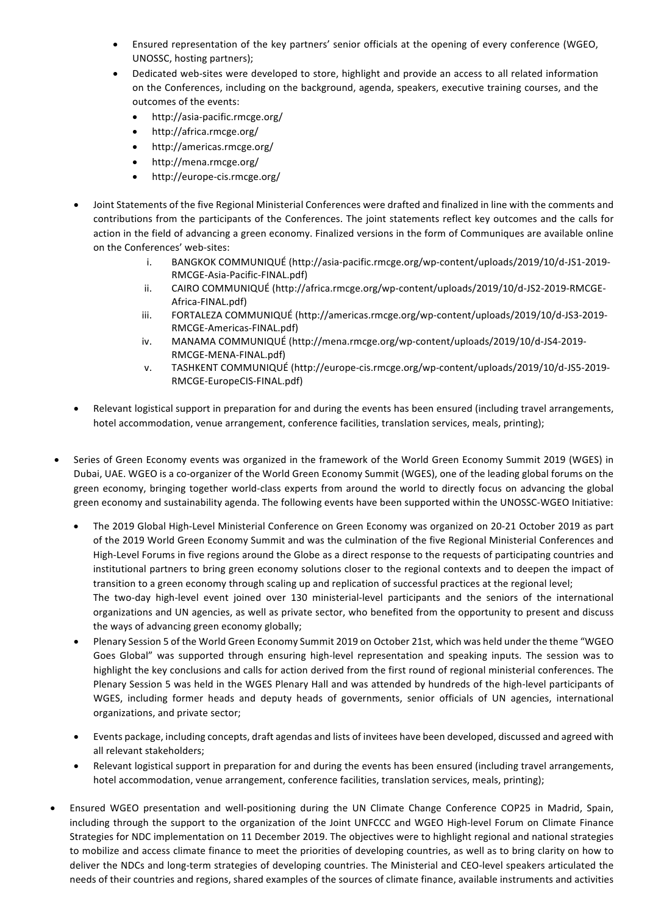- Ensured representation of the key partners' senior officials at the opening of every conference (WGEO, UNOSSC, hosting partners);
- Dedicated web-sites were developed to store, highlight and provide an access to all related information on the Conferences, including on the background, agenda, speakers, executive training courses, and the outcomes of the events:
  - http://asia-pacific.rmcge.org/
  - http://africa.rmcge.org/
  - http://americas.rmcge.org/
  - http://mena.rmcge.org/
  - http://europe-cis.rmcge.org/

- Joint Statements of the five Regional Ministerial Conferences were drafted and finalized in line with the comments and contributions from the participants of the Conferences. The joint statements reflect key outcomes and the calls for action in the field of advancing a green economy. Finalized versions in the form of Communiques are available online on the Conferences' web-sites:
  i. BANGKOK COMMUNIQUÉ (http://asia-pacific.rmcge.org/wp-content/uploads/2019/10/d-JS1-2019-RMCGE-Asia-Pacific-FINAL.pdf)
  ii. CAIRO COMMUNIQUÉ (http://africa.rmcge.org/wp-content/uploads/2019/10/d-JS2-2019-RMCGE-Africa-FINAL.pdf)
  iii. FORTALEZA COMMUNIQUÉ (http://americas.rmcge.org/wp-content/uploads/2019/10/d-JS3-2019-RMCGE-Americas-FINAL.pdf)
  iv. MANAMA COMMUNIQUÉ (http://mena.rmcge.org/wp-content/uploads/2019/10/d-JS4-2019-RMCGE-MENA-FINAL.pdf)
  v. TASHKENT COMMUNIQUÉ (http://europe-cis.rmcge.org/wp-content/uploads/2019/10/d-JS5-2019-RMCGE-EuropeCIS-FINAL.pdf)

- Relevant logistical support in preparation for and during the events has been ensured (including travel arrangements, hotel accommodation, venue arrangement, conference facilities, translation services, meals, printing);

- Series of Green Economy events was organized in the framework of the World Green Economy Summit 2019 (WGES) in Dubai, UAE. WGEO is a co-organizer of the World Green Economy Summit (WGES), one of the leading global forums on the green economy, bringing together world-class experts from around the world to directly focus on advancing the global green economy and sustainability agenda. The following events have been supported within the UNOSSC-WGEO Initiative:

  - The 2019 Global High-Level Ministerial Conference on Green Economy was organized on 20-21 October 2019 as part of the 2019 World Green Economy Summit and was the culmination of the five Regional Ministerial Conferences and High-Level Forums in five regions around the Globe as a direct response to the requests of participating countries and institutional partners to bring green economy solutions closer to the regional contexts and to deepen the impact of transition to a green economy through scaling up and replication of successful practices at the regional level;
    The two-day high-level event joined over 130 ministerial-level participants and the seniors of the international organizations and UN agencies, as well as private sector, who benefited from the opportunity to present and discuss the ways of advancing green economy globally;
  - Plenary Session 5 of the World Green Economy Summit 2019 on October 21st, which was held under the theme "WGEO Goes Global" was supported through ensuring high-level representation and speaking inputs. The session was to highlight the key conclusions and calls for action derived from the first round of regional ministerial conferences. The Plenary Session 5 was held in the WGES Plenary Hall and was attended by hundreds of the high-level participants of WGES, including former heads and deputy heads of governments, senior officials of UN agencies, international organizations, and private sector;

  - Events package, including concepts, draft agendas and lists of invitees have been developed, discussed and agreed with all relevant stakeholders;
  - Relevant logistical support in preparation for and during the events has been ensured (including travel arrangements, hotel accommodation, venue arrangement, conference facilities, translation services, meals, printing);

- Ensured WGEO presentation and well-positioning during the UN Climate Change Conference COP25 in Madrid, Spain, including through the support to the organization of the Joint UNFCCC and WGEO High-level Forum on Climate Finance Strategies for NDC implementation on 11 December 2019. The objectives were to highlight regional and national strategies to mobilize and access climate finance to meet the priorities of developing countries, as well as to bring clarity on how to deliver the NDCs and long-term strategies of developing countries. The Ministerial and CEO-level speakers articulated the needs of their countries and regions, shared examples of the sources of climate finance, available instruments and activities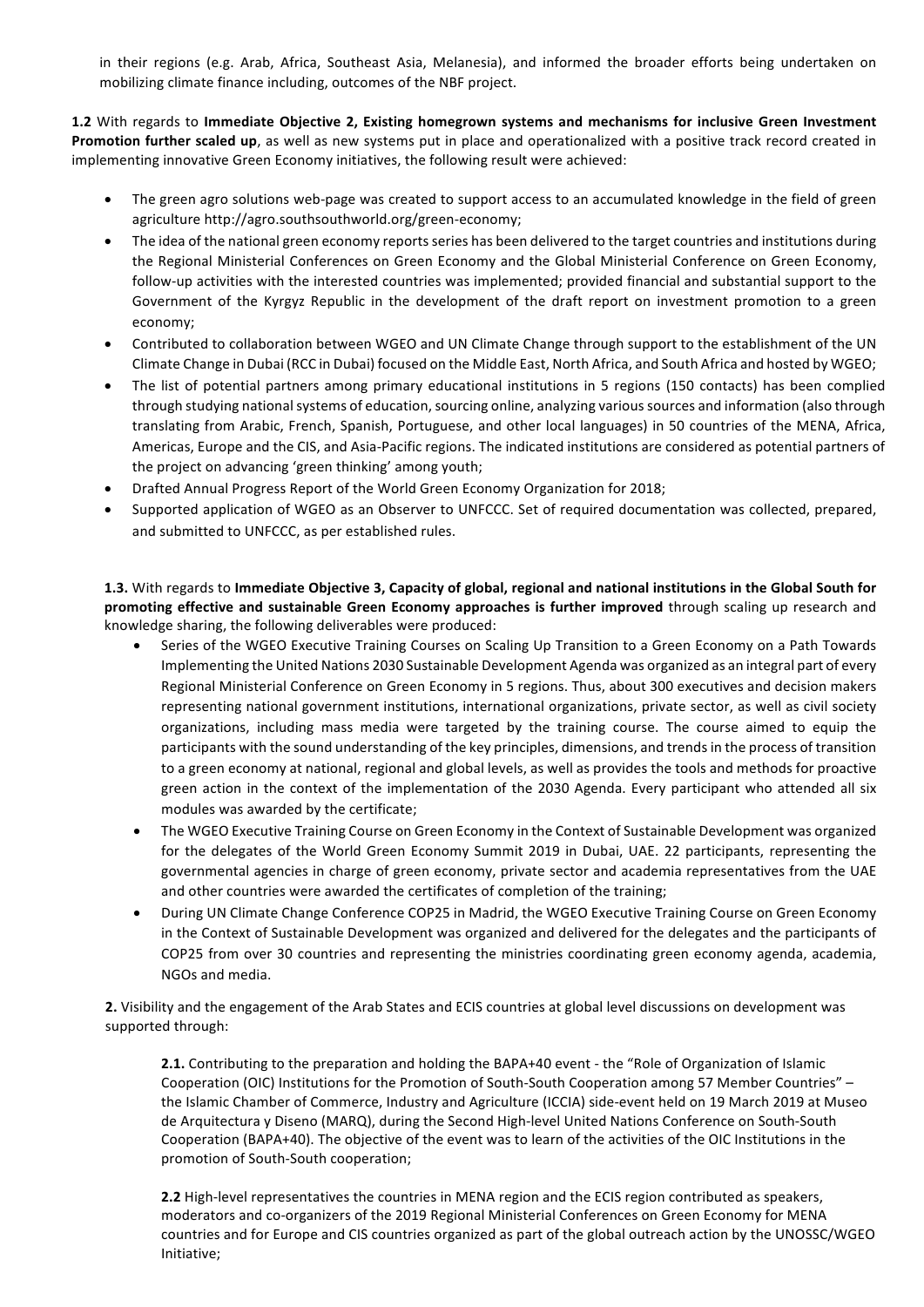in their regions (e.g. Arab, Africa, Southeast Asia, Melanesia), and informed the broader efforts being undertaken on mobilizing climate finance including, outcomes of the NBF project.

**1.2** With regards to **Immediate Objective 2, Existing homegrown systems and mechanisms for inclusive Green Investment Promotion further scaled up**, as well as new systems put in place and operationalized with a positive track record created in implementing innovative Green Economy initiatives, the following result were achieved:

- The green agro solutions web-page was created to support access to an accumulated knowledge in the field of green agriculture http://agro.southsouthworld.org/green-economy;
- The idea of the national green economy reports series has been delivered to the target countries and institutions during the Regional Ministerial Conferences on Green Economy and the Global Ministerial Conference on Green Economy, follow-up activities with the interested countries was implemented; provided financial and substantial support to the Government of the Kyrgyz Republic in the development of the draft report on investment promotion to a green economy;
- Contributed to collaboration between WGEO and UN Climate Change through support to the establishment of the UN Climate Change in Dubai (RCC in Dubai) focused on the Middle East, North Africa, and South Africa and hosted by WGEO;
- The list of potential partners among primary educational institutions in 5 regions (150 contacts) has been complied through studying national systems of education, sourcing online, analyzing various sources and information (also through translating from Arabic, French, Spanish, Portuguese, and other local languages) in 50 countries of the MENA, Africa, Americas, Europe and the CIS, and Asia-Pacific regions. The indicated institutions are considered as potential partners of the project on advancing 'green thinking' among youth;
- Drafted Annual Progress Report of the World Green Economy Organization for 2018;
- Supported application of WGEO as an Observer to UNFCCC. Set of required documentation was collected, prepared, and submitted to UNFCCC, as per established rules.

**1.3.** With regards to **Immediate Objective 3, Capacity of global, regional and national institutions in the Global South for promoting effective and sustainable Green Economy approaches is further improved** through scaling up research and knowledge sharing, the following deliverables were produced:

- Series of the WGEO Executive Training Courses on Scaling Up Transition to a Green Economy on a Path Towards Implementing the United Nations 2030 Sustainable Development Agenda was organized as an integral part of every Regional Ministerial Conference on Green Economy in 5 regions. Thus, about 300 executives and decision makers representing national government institutions, international organizations, private sector, as well as civil society organizations, including mass media were targeted by the training course. The course aimed to equip the participants with the sound understanding of the key principles, dimensions, and trends in the process of transition to a green economy at national, regional and global levels, as well as provides the tools and methods for proactive green action in the context of the implementation of the 2030 Agenda. Every participant who attended all six modules was awarded by the certificate;
- The WGEO Executive Training Course on Green Economy in the Context of Sustainable Development was organized for the delegates of the World Green Economy Summit 2019 in Dubai, UAE. 22 participants, representing the governmental agencies in charge of green economy, private sector and academia representatives from the UAE and other countries were awarded the certificates of completion of the training;
- During UN Climate Change Conference COP25 in Madrid, the WGEO Executive Training Course on Green Economy in the Context of Sustainable Development was organized and delivered for the delegates and the participants of COP25 from over 30 countries and representing the ministries coordinating green economy agenda, academia, NGOs and media.

**2.** Visibility and the engagement of the Arab States and ECIS countries at global level discussions on development was supported through:

**2.1.** Contributing to the preparation and holding the BAPA+40 event - the "Role of Organization of Islamic Cooperation (OIC) Institutions for the Promotion of South-South Cooperation among 57 Member Countries" – the Islamic Chamber of Commerce, Industry and Agriculture (ICCIA) side-event held on 19 March 2019 at Museo de Arquitectura y Diseno (MARQ), during the Second High-level United Nations Conference on South-South Cooperation (BAPA+40). The objective of the event was to learn of the activities of the OIC Institutions in the promotion of South-South cooperation;

**2.2** High-level representatives the countries in MENA region and the ECIS region contributed as speakers, moderators and co-organizers of the 2019 Regional Ministerial Conferences on Green Economy for MENA countries and for Europe and CIS countries organized as part of the global outreach action by the UNOSSC/WGEO Initiative;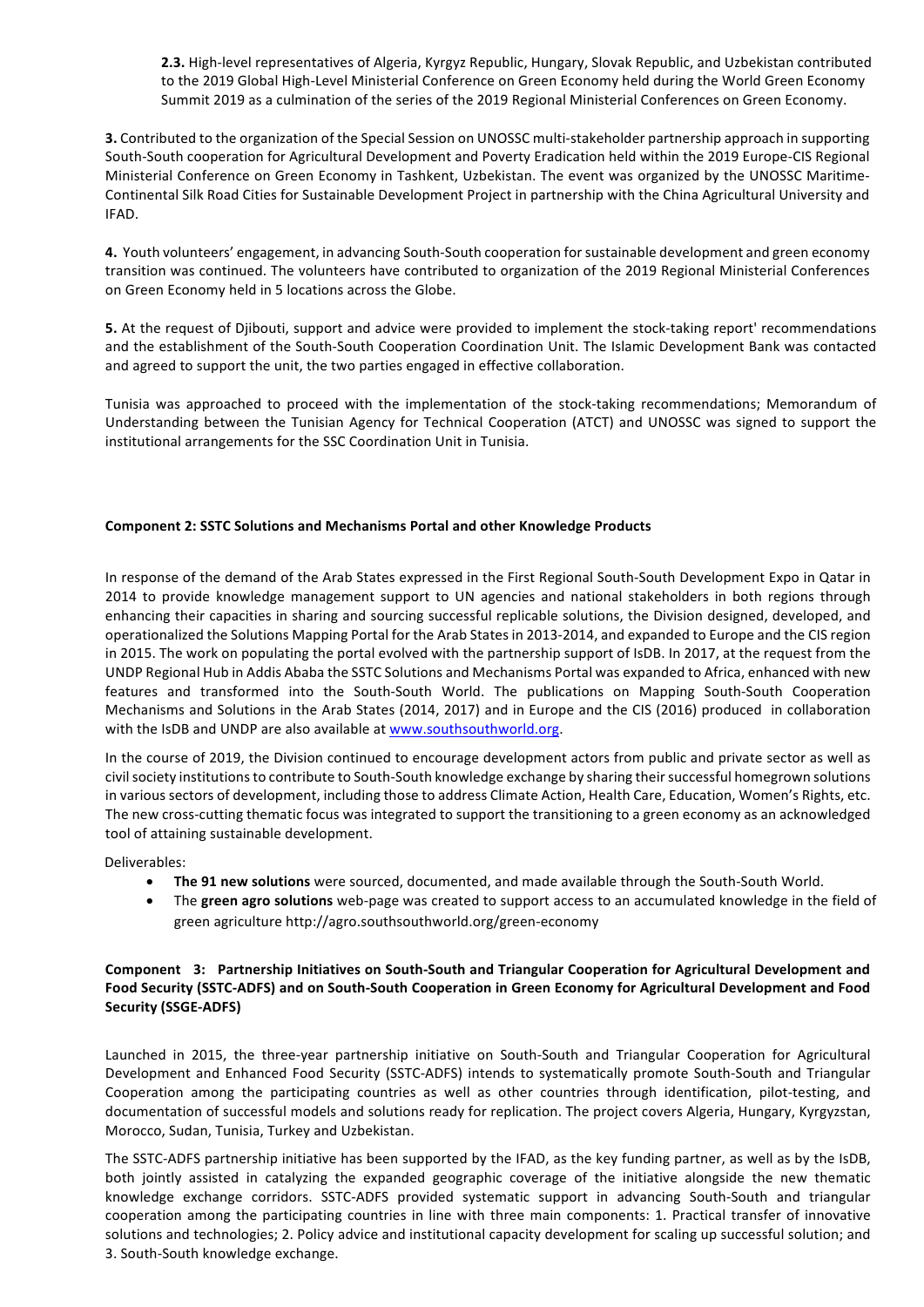**2.3.** High-level representatives of Algeria, Kyrgyz Republic, Hungary, Slovak Republic, and Uzbekistan contributed to the 2019 Global High-Level Ministerial Conference on Green Economy held during the World Green Economy Summit 2019 as a culmination of the series of the 2019 Regional Ministerial Conferences on Green Economy.

**3.** Contributed to the organization of the Special Session on UNOSSC multi-stakeholder partnership approach in supporting South-South cooperation for Agricultural Development and Poverty Eradication held within the 2019 Europe-CIS Regional Ministerial Conference on Green Economy in Tashkent, Uzbekistan. The event was organized by the UNOSSC Maritime-Continental Silk Road Cities for Sustainable Development Project in partnership with the China Agricultural University and IFAD.

**4.** Youth volunteers' engagement, in advancing South-South cooperation for sustainable development and green economy transition was continued. The volunteers have contributed to organization of the 2019 Regional Ministerial Conferences on Green Economy held in 5 locations across the Globe.

**5.** At the request of Djibouti, support and advice were provided to implement the stock-taking report' recommendations and the establishment of the South-South Cooperation Coordination Unit. The Islamic Development Bank was contacted and agreed to support the unit, the two parties engaged in effective collaboration.

Tunisia was approached to proceed with the implementation of the stock-taking recommendations; Memorandum of Understanding between the Tunisian Agency for Technical Cooperation (ATCT) and UNOSSC was signed to support the institutional arrangements for the SSC Coordination Unit in Tunisia.

**Component 2: SSTC Solutions and Mechanisms Portal and other Knowledge Products**

In response of the demand of the Arab States expressed in the First Regional South-South Development Expo in Qatar in 2014 to provide knowledge management support to UN agencies and national stakeholders in both regions through enhancing their capacities in sharing and sourcing successful replicable solutions, the Division designed, developed, and operationalized the Solutions Mapping Portal for the Arab States in 2013-2014, and expanded to Europe and the CIS region in 2015. The work on populating the portal evolved with the partnership support of IsDB. In 2017, at the request from the UNDP Regional Hub in Addis Ababa the SSTC Solutions and Mechanisms Portal was expanded to Africa, enhanced with new features and transformed into the South-South World. The publications on Mapping South-South Cooperation Mechanisms and Solutions in the Arab States (2014, 2017) and in Europe and the CIS (2016) produced in collaboration with the IsDB and UNDP are also available at www.southsouthworld.org.

In the course of 2019, the Division continued to encourage development actors from public and private sector as well as civil society institutions to contribute to South-South knowledge exchange by sharing their successful homegrown solutions in various sectors of development, including those to address Climate Action, Health Care, Education, Women's Rights, etc. The new cross-cutting thematic focus was integrated to support the transitioning to a green economy as an acknowledged tool of attaining sustainable development.

Deliverables:

- **The 91 new solutions** were sourced, documented, and made available through the South-South World.
- The **green agro solutions** web-page was created to support access to an accumulated knowledge in the field of green agriculture http://agro.southsouthworld.org/green-economy

**Component 3: Partnership Initiatives on South-South and Triangular Cooperation for Agricultural Development and Food Security (SSTC-ADFS) and on South-South Cooperation in Green Economy for Agricultural Development and Food Security (SSGE-ADFS)**

Launched in 2015, the three-year partnership initiative on South-South and Triangular Cooperation for Agricultural Development and Enhanced Food Security (SSTC-ADFS) intends to systematically promote South-South and Triangular Cooperation among the participating countries as well as other countries through identification, pilot-testing, and documentation of successful models and solutions ready for replication. The project covers Algeria, Hungary, Kyrgyzstan, Morocco, Sudan, Tunisia, Turkey and Uzbekistan.

The SSTC-ADFS partnership initiative has been supported by the IFAD, as the key funding partner, as well as by the IsDB, both jointly assisted in catalyzing the expanded geographic coverage of the initiative alongside the new thematic knowledge exchange corridors. SSTC-ADFS provided systematic support in advancing South-South and triangular cooperation among the participating countries in line with three main components: 1. Practical transfer of innovative solutions and technologies; 2. Policy advice and institutional capacity development for scaling up successful solution; and 3. South-South knowledge exchange.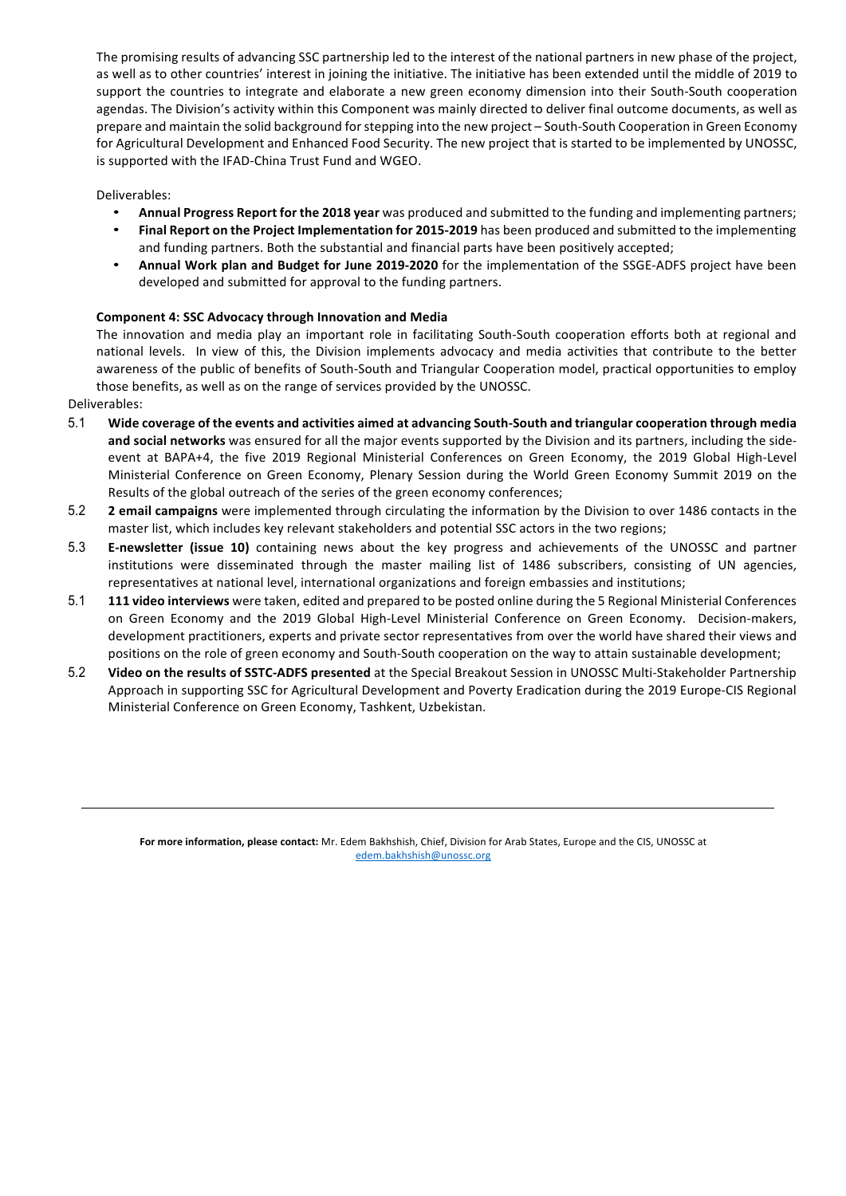The promising results of advancing SSC partnership led to the interest of the national partners in new phase of the project, as well as to other countries' interest in joining the initiative. The initiative has been extended until the middle of 2019 to support the countries to integrate and elaborate a new green economy dimension into their South-South cooperation agendas. The Division's activity within this Component was mainly directed to deliver final outcome documents, as well as prepare and maintain the solid background for stepping into the new project – South-South Cooperation in Green Economy for Agricultural Development and Enhanced Food Security. The new project that is started to be implemented by UNOSSC, is supported with the IFAD-China Trust Fund and WGEO.

Deliverables:

- **Annual Progress Report for the 2018 year** was produced and submitted to the funding and implementing partners;
- **Final Report on the Project Implementation for 2015-2019** has been produced and submitted to the implementing and funding partners. Both the substantial and financial parts have been positively accepted;
- **Annual Work plan and Budget for June 2019-2020** for the implementation of the SSGE-ADFS project have been developed and submitted for approval to the funding partners.

**Component 4: SSC Advocacy through Innovation and Media**

The innovation and media play an important role in facilitating South-South cooperation efforts both at regional and national levels. In view of this, the Division implements advocacy and media activities that contribute to the better awareness of the public of benefits of South-South and Triangular Cooperation model, practical opportunities to employ those benefits, as well as on the range of services provided by the UNOSSC.

Deliverables:

5.1 **Wide coverage of the events and activities aimed at advancing South-South and triangular cooperation through media and social networks** was ensured for all the major events supported by the Division and its partners, including the side-event at BAPA+4, the five 2019 Regional Ministerial Conferences on Green Economy, the 2019 Global High-Level Ministerial Conference on Green Economy, Plenary Session during the World Green Economy Summit 2019 on the Results of the global outreach of the series of the green economy conferences;

5.2 **2 email campaigns** were implemented through circulating the information by the Division to over 1486 contacts in the master list, which includes key relevant stakeholders and potential SSC actors in the two regions;

5.3 **E-newsletter (issue 10)** containing news about the key progress and achievements of the UNOSSC and partner institutions were disseminated through the master mailing list of 1486 subscribers, consisting of UN agencies, representatives at national level, international organizations and foreign embassies and institutions;

5.1 **111 video interviews** were taken, edited and prepared to be posted online during the 5 Regional Ministerial Conferences on Green Economy and the 2019 Global High-Level Ministerial Conference on Green Economy. Decision-makers, development practitioners, experts and private sector representatives from over the world have shared their views and positions on the role of green economy and South-South cooperation on the way to attain sustainable development;

5.2 **Video on the results of SSTC-ADFS presented** at the Special Breakout Session in UNOSSC Multi-Stakeholder Partnership Approach in supporting SSC for Agricultural Development and Poverty Eradication during the 2019 Europe-CIS Regional Ministerial Conference on Green Economy, Tashkent, Uzbekistan.

---

**For more information, please contact:** Mr. Edem Bakhshish, Chief, Division for Arab States, Europe and the CIS, UNOSSC at edem.bakhshish@unossc.org